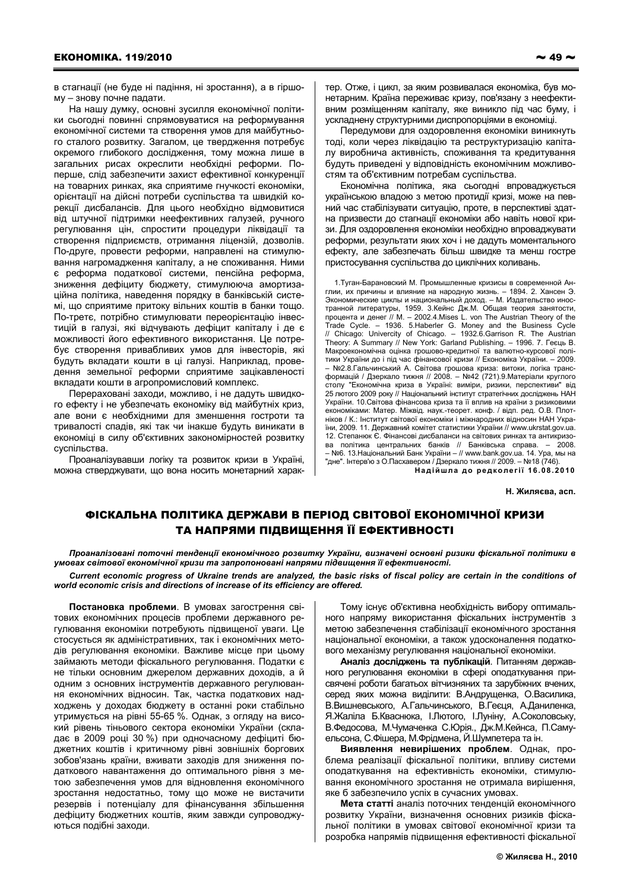в стагнації (не буде ні падіння, ні зростання), а в гіршому – знову почне падати.

На нашу думку, основні зусилля економічної політики сьогодні повинні спрямовуватися на реформування економічної системи та створення умов для майбутнього сталого розвитку. Загалом, це твердження потребує окремого глибокого дослідження, тому можна лише в загальних рисах окреслити необхідні реформи. По-перше, слід забезпечити захист ефективної конкуренції на товарних ринках, яка сприятиме гнучкості економіки, орієнтації на дійсні потреби суспільства та швидкій корекції дисбалансів. Для цього необхідно відмовитися від штучної підтримки неефективних галузей, ручного регулювання цін, спростити процедури ліквідації та створення підприємств, отримання ліцензій, дозволів. По-друге, провести реформи, направлені на стимулювання нагромадження капіталу, а не споживання. Ними є реформа податкової системи, пенсійна реформа, зниження дефіциту бюджету, стимулююча амортизаційна політика, наведення порядку в банківській системі, що сприятиме притоку вільних коштів в банки тощо. По-третє, потрібно стимулювати переорієнтацію інвестицій в галузі, які відчувають дефіцит капіталу і де є можливості його ефективного використання. Це потребує створення привабливих умов для інвесторів, які будуть вкладати кошти в ці галузі. Наприклад, проведення земельної реформи сприятиме зацікавленості вкладати кошти в агропромисловий комплекс.

Перераховані заходи, можливо, і не дадуть швидкого ефекту і не убезпечать економіку від майбутніх криз, але вони є необхідними для зменшення гостроти та тривалості спадів, які так чи інакше будуть виникати в економіці в силу об'єктивних закономірностей розвитку суспільства.

Проаналізувавши логіку та розвиток кризи в Україні, можна стверджувати, що вона носить монетарний характер. Отже, і цикл, за яким розвивалася економіка, був монетарним. Країна переживає кризу, пов'язану з неефективним розміщенням капіталу, яке виникло під час буму, і ускладнену структурними диспропорціями в економіці.

Передумови для оздоровлення економіки виникнуть тоді, коли через ліквідацію та реструктуризацію капіталу виробнича активність, споживання та кредитування будуть приведені у відповідність економічним можливостям та об'єктивним потребам суспільства.

Економічна політика, яка сьогодні впроваджується українською владою з метою протидії кризі, може на певний час стабілізувати ситуацію, проте, в перспективі здатна призвести до стагнації економіки або навіть нової кризи. Для оздоровлення економіки необхідно впроваджувати реформи, результати яких хоч і не дадуть моментального ефекту, але забезпечать більш швидке та менш гостре пристосування суспільства до циклічних коливань.

1.Туган-Барановский М. Промышленные кризисы в современной Англии, их причины и влияние на народную жизнь. – 1894. 2. Хансен Э. Экономические циклы и национальный доход. – М. Издательство иностранной литературы, 1959. 3.Кейнс Дж.М. Общая теория занятости, процента и денег // М. – 2002.4.Mises L. von The Austrian Theory of the Trade Cycle. – 1936. 5.Haberler G. Money and the Business Cycle // Chicago: Univercity of Chicago. – 1932.6.Garrison R. The Austrian Theory: A Summary // New York: Garland Publishing. – 1996. 7. Геєць В. Макроекономічна оцінка грошово-кредитної та валютно-курсової політики України до і під час фінансової кризи // Економіка України. – 2009. – №2.8.Гальчинський А. Світова грошова криза: витоки, логіка трансформацій / Дзеркало тижня // 2008. – №42 (721).9.Матеріали круглого столу "Економічна криза в Україні: виміри, ризики, перспективи" від 25 лютого 2009 року // Національний інститут стратегічних досліджень НАН України. 10.Світова фінансова криза та її вплив на країни з ризиковими економіками: Матер. Міжвід. наук.-теорет. конф. / відп. ред. О.В. Плотніков / К.: Інститут світової економіки і міжнародних відносин НАН України, 2009. 11. Державний комітет статистики України // www.ukrstat.gov.ua. 12. Степанюк Є. Фінансові дисбаланси на світових ринках та антикризова політика центральних банків // Банківська справа. – 2008. – №6. 13.Національний Банк України – // www.bank.gov.ua. 14. Ура, мы на "дне". Інтерв'ю з О.Пасхавером / Дзеркало тижня // 2009. – №18 (746).

**Надійшла до редколегії 16.08.2010**

Н. Жиляєва, асп.

# ФІСКАЛЬНА ПОЛІТИКА ДЕРЖАВИ В ПЕРІОД СВІТОВОЇ ЕКОНОМІЧНОЇ КРИЗИ ТА НАПРЯМИ ПІДВИЩЕННЯ ЇЇ ЕФЕКТИВНОСТІ

***Проаналізовані поточні тенденції економічного розвитку України, визначені основні ризики фіскальної політики в умовах світової економічної кризи та запропоновані напрями підвищення її ефективності.***

***Current economic progress of Ukraine trends are analyzed, the basic risks of fiscal policy are certain in the conditions of world economic crisis and directions of increase of its efficiency are offered.***

**Постановка проблеми**. В умовах загострення світових економічних процесів проблеми державного регулювання економіки потребують підвищеної уваги. Це стосується як адміністративних, так і економічних методів регулювання економіки. Важливе місце при цьому займають методи фіскального регулювання. Податки є не тільки основним джерелом державних доходів, а й одним з основних інструментів державного регулювання економічних відносин. Так, частка податкових надходжень у доходах бюджету в останні роки стабільно утримується на рівні 55-65 %. Однак, з огляду на високий рівень тіньового сектора економіки України (складає в 2009 році 30 %) при одночасному дефіциті бюджетних коштів і критичному рівні зовнішніх боргових зобов'язань країни, вживати заходів для зниження податкового навантаження до оптимального рівня з метою забезпечення умов для відновлення економічного зростання недостатньо, тому що може не вистачити резервів і потенціалу для фінансування збільшення дефіциту бюджетних коштів, яким завжди супроводжуються подібні заходи.

Тому існує об'єктивна необхідність вибору оптимального напряму використання фіскальних інструментів з метою забезпечення стабілізації економічного зростання національної економіки, а також удосконалення податкового механізму регулювання національної економіки.

**Аналіз досліджень та публікацій**. Питанням державного регулювання економіки в сфері оподаткування присвячені роботи багатьох вітчизняних та зарубіжних вчених, серед яких можна виділити: В.Андрущенка, О.Василика, В.Вишневського, А.Гальчинського, В.Геєця, А.Даниленка, Я.Жаліла Б.Кваснюка, І.Лютого, І.Луніну, А.Соколовську, В.Федосова, М.Чумаченка С.Юрія., Дж.М.Кейнса, П.Самуельсона, С.Фішера, М.Фрідмена, Й.Шумпетера та ін.

**Виявлення невирішених проблем**. Однак, проблема реалізації фіскальної політики, впливу системи оподаткування на ефективність економіки, стимулювання економічного зростання не отримала вирішення, яке б забезпечило успіх в сучасних умовах.

**Мета статті** аналіз поточних тенденцій економічного розвитку України, визначення основних ризиків фіскальної політики в умовах світової економічної кризи та розробка напрямів підвищення ефективності фіскальної

© Жиляєва Н., 2010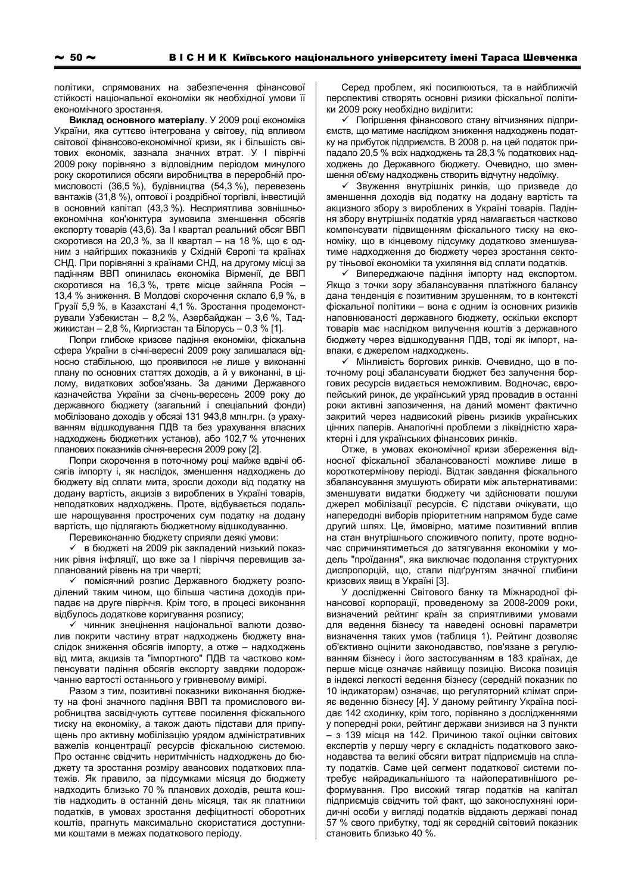політики, спрямованих на забезпечення фінансової стійкості національної економіки як необхідної умови її економічного зростання.

**Виклад основного матеріалу**. У 2009 році економіка України, яка суттєво інтегрована у світову, під впливом світової фінансово-економічної кризи, як і більшість світових економік, зазнала значних втрат. У І півріччі 2009 року порівняно з відповідним періодом минулого року скоротилися обсяги виробництва в переробній промисловості (36,5 %), будівництва (54,3 %), перевезень вантажів (31,8 %), оптової і роздрібної торгівлі, інвестицій в основний капітал (43,3 %). Несприятлива зовнішньоекономічна кон'юнктура зумовила зменшення обсягів експорту товарів (43,6). За І квартал реальний обсяг ВВП скоротився на 20,3 %, за ІІ квартал – на 18 %, що є одним з найгірших показників у Східній Європі та країнах СНД. При порівнянні з країнами СНД, на другому місці за падінням ВВП опинилась економіка Вірменії, де ВВП скоротився на 16,3 %, третє місце зайняла Росія – 13,4 % зниження. В Молдові скорочення склало 6,9 %, в Грузії 5,9 %, в Казахстані 4,1 %. Зростання продемонстрували Узбекистан – 8,2 %, Азербайджан – 3,6 %, Таджикистан – 2,8 %, Киргизстан та Білорусь – 0,3 % [1].

Попри глибоке кризове падіння економіки, фіскальна сфера України в січні-вересні 2009 року залишалася відносно стабільною, що проявилося не лише у виконанні плану по основних статтях доходів, а й у виконанні, в цілому, видаткових зобов'язань. За даними Державного казначейства України за січень-вересень 2009 року до державного бюджету (загальний і спеціальний фонди) мобілізовано доходів у обсязі 131 943,8 млн.грн. (з урахуванням відшкодування ПДВ та без урахування власних надходжень бюджетних установ), або 102,7 % уточнених планових показників січня-вересня 2009 року [2].

Попри скорочення в поточному році майже вдвічі обсягів імпорту і, як наслідок, зменшення надходжень до бюджету від сплати мита, зросли доходи від податку на додану вартість, акцизів з вироблених в Україні товарів, неподаткових надходжень. Проте, відбувається подальше нарощування прострочених сум податку на додану вартість, що підлягають бюджетному відшкодуванню.

Перевиконанню бюджету сприяли деякі умови:

- ✓ в бюджеті на 2009 рік закладений низький показник рівня інфляції, що вже за І півріччя перевищив запланований рівень на три чверті;
- ✓ помісячний розпис Державного бюджету розподілений таким чином, що більша частина доходів припадає на друге півріччя. Крім того, в процесі виконання відбулось додаткове коригування розпису;
- ✓ чинник знецінення національної валюти дозволив покрити частину втрат надходжень бюджету внаслідок зниження обсягів імпорту, а отже – надходжень від мита, акцизів та "імпортного" ПДВ та частково компенсувати падіння обсягів експорту завдяки подорожчанню вартості останнього у гривневому вимірі.

Разом з тим, позитивні показники виконання бюджету на фоні значного падіння ВВП та промислового виробництва засвідчують суттєве посилення фіскального тиску на економіку, а також дають підстави для припущень про активну мобілізацію урядом адміністративних важелів концентрації ресурсів фіскальною системою. Про останнє свідчить неритмічність надходжень до бюджету та зростання розміру авансових податкових платежів. Як правило, за підсумками місяця до бюджету надходить близько 70 % планових доходів, решта коштів надходить в останній день місяця, так як платники податків, в умовах зростання дефіцитності оборотних коштів, прагнуть максимально скористатися доступними коштами в межах податкового періоду.

Серед проблем, які посилюються, та в найближчій перспективі створять основні ризики фіскальної політики 2009 року необхідно виділити:

- ✓ Погіршення фінансового стану вітчизняних підприємств, що матиме наслідком зниження надходжень податку на прибуток підприємств. В 2008 р. на цей податок припадало 20,5 % всіх надходжень та 28,3 % податкових надходжень до Державного бюджету. Очевидно, що зменшення об'єму надходжень створить відчутну недоїмку.
- ✓ Звуження внутрішніх ринків, що призведе до зменшення доходів від податку на додану вартість та акцизного збору з вироблених в Україні товарів. Падіння збору внутрішніх податків уряд намагається частково компенсувати підвищенням фіскального тиску на економіку, що в кінцевому підсумку додатково зменшуватиме надходження до бюджету через зростання сектору тіньової економіки та ухиляння від сплати податків.
- ✓ Випереджаюче падіння імпорту над експортом. Якщо з точки зору збалансування платіжного балансу дана тенденція є позитивним зрушенням, то в контексті фіскальної політики – вона є одним із основних ризиків наповнюваності державного бюджету, оскільки експорт товарів має наслідком вилучення коштів з державного бюджету через відшкодування ПДВ, тоді як імпорт, навпаки, є джерелом надходжень.
- ✓ Мінливість боргових ринків. Очевидно, що в поточному році збалансувати бюджет без залучення боргових ресурсів видається неможливим. Водночас, європейський ринок, де український уряд провадив в останні роки активні запозичення, на даний момент фактично закритий через надвисокий рівень ризиків українських цінних паперів. Аналогічні проблеми з ліквідністю характерні і для українських фінансових ринків.

Отже, в умовах економічної кризи збереження відносної фіскальної збалансованості можливе лише в короткотерміновому періоді. Відтак завдання фіскального збалансування змушують обирати між альтернативами: зменшувати видатки бюджету чи здійснювати пошуки джерел мобілізації ресурсів. Є підстави очікувати, що напередодні виборів пріоритетним напрямом буде саме другий шлях. Це, ймовірно, матиме позитивний вплив на стан внутрішнього споживчого попиту, проте водночас спричинятиметься до затягування економіки у модель "проїдання", яка виключає подолання структурних диспропорцій, що, стали підґрунтям значної глибини кризових явищ в Україні [3].

У дослідженні Світового банку та Міжнародної фінансової корпорації, проведеному за 2008-2009 роки, визначений рейтинг країн за сприятливими умовами для ведення бізнесу та наведені основні параметри визначення таких умов (таблиця 1). Рейтинг дозволяє об'єктивно оцінити законодавство, пов'язане з регулюванням бізнесу і його застосуванням в 183 країнах, де перше місце означає найвищу позицію. Висока позиція в індексі легкості ведення бізнесу (середній показник по 10 індикаторам) означає, що регуляторний клімат сприяє веденню бізнесу [4]. У даному рейтингу Україна посідає 142 сходинку, крім того, порівняно з дослідженнями у попередні роки, рейтинг держави знизився на 3 пункти – з 139 місця на 142. Причиною такої оцінки світових експертів у першу чергу є складність податкового законодавства та великі обсяги витрат підприємців на сплату податків. Саме цей сегмент податкової системи потребує найрадикальнішого та найоперативнішого реформування. Про високий тягар податків на капітал підприємців свідчить той факт, що законослухняні юридичні особи у вигляді податків віддають державі понад 57 % свого прибутку, тоді як середній світовий показник становить близько 40 %.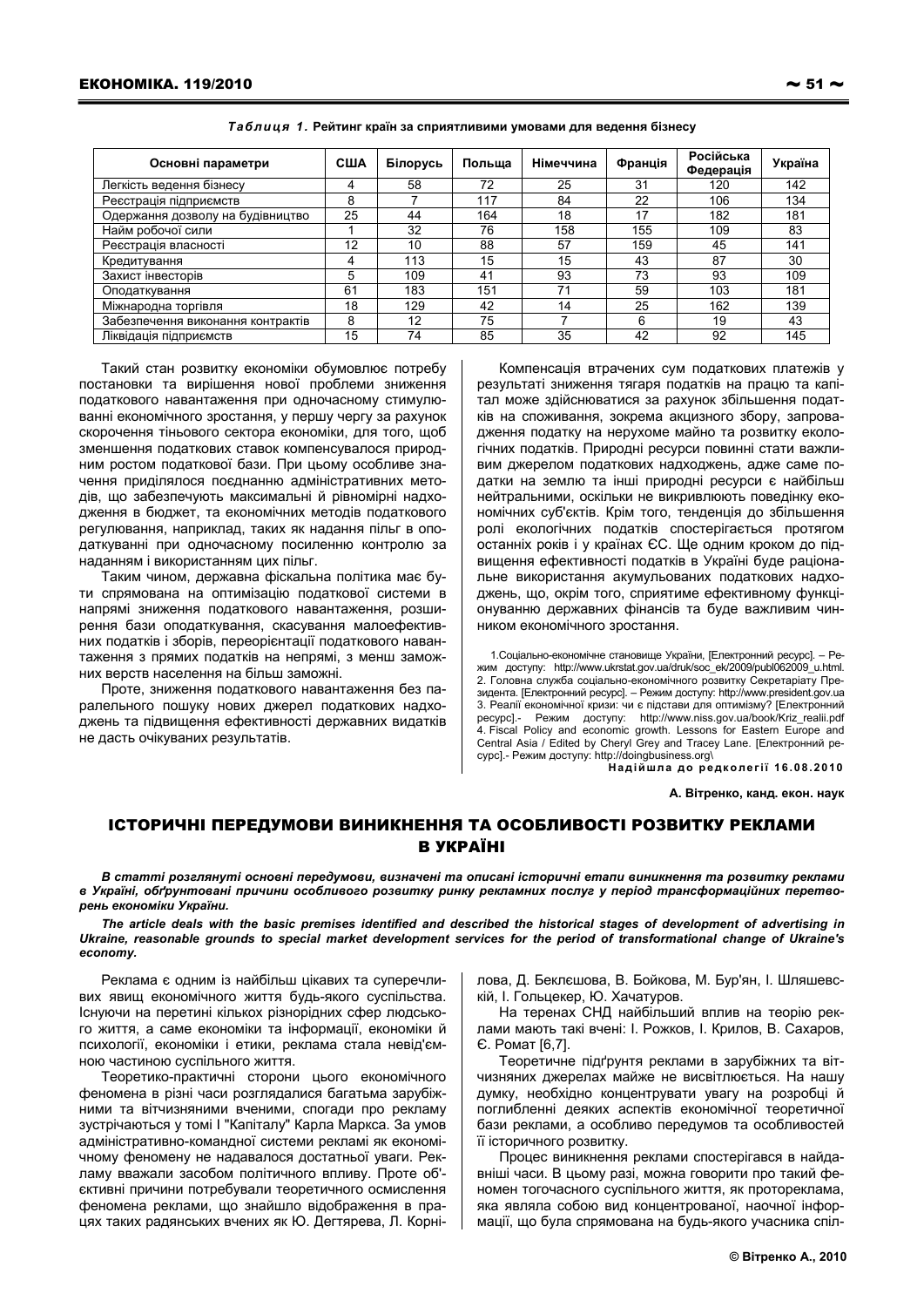*Таблиця 1.* **Рейтинг країн за сприятливими умовами для ведення бізнесу**

| Основні параметри | США | Білорусь | Польща | Німеччина | Франція | Російська Федерація | Україна |
|---|---|---|---|---|---|---|---|
| Легкість ведення бізнесу | 4 | 58 | 72 | 25 | 31 | 120 | 142 |
| Реєстрація підприємств | 8 | 7 | 117 | 84 | 22 | 106 | 134 |
| Одержання дозволу на будівництво | 25 | 44 | 164 | 18 | 17 | 182 | 181 |
| Найм робочої сили | 1 | 32 | 76 | 158 | 155 | 109 | 83 |
| Реєстрація власності | 12 | 10 | 88 | 57 | 159 | 45 | 141 |
| Кредитування | 4 | 113 | 15 | 15 | 43 | 87 | 30 |
| Захист інвесторів | 5 | 109 | 41 | 93 | 73 | 93 | 109 |
| Оподаткування | 61 | 183 | 151 | 71 | 59 | 103 | 181 |
| Міжнародна торгівля | 18 | 129 | 42 | 14 | 25 | 162 | 139 |
| Забезпечення виконання контрактів | 8 | 12 | 75 | 7 | 6 | 19 | 43 |
| Ліквідація підприємств | 15 | 74 | 85 | 35 | 42 | 92 | 145 |

Такий стан розвитку економіки обумовлює потребу постановки та вирішення нової проблеми зниження податкового навантаження при одночасному стимулюванні економічного зростання, у першу чергу за рахунок скорочення тіньового сектора економіки, для того, щоб зменшення податкових ставок компенсувалося природним ростом податкової бази. При цьому особливе значення приділялося поєднанню адміністративних методів, що забезпечують максимальні й рівномірні надходження в бюджет, та економічних методів податкового регулювання, наприклад, таких як надання пільг в оподаткуванні при одночасному посиленню контролю за наданням і використанням цих пільг.

Таким чином, державна фіскальна політика має бути спрямована на оптимізацію податкової системи в напрямі зниження податкового навантаження, розширення бази оподаткування, скасування малоефективних податків і зборів, переорієнтації податкового навантаження з прямих податків на непрямі, з менш заможних верств населення на більш заможні.

Проте, зниження податкового навантаження без паралельного пошуку нових джерел податкових надходжень та підвищення ефективності державних видатків не дасть очікуваних результатів.

Компенсація втрачених сум податкових платежів у результаті зниження тягаря податків на працю та капітал може здійснюватися за рахунок збільшення податків на споживання, зокрема акцизного збору, запровадження податку на нерухоме майно та розвитку екологічних податків. Природні ресурси повинні стати важливим джерелом податкових надходжень, адже саме податки на землю та інші природні ресурси є найбільш нейтральними, оскільки не викривлюють поведінку економічних суб'єктів. Крім того, тенденція до збільшення ролі екологічних податків спостерігається протягом останніх років і у країнах ЄС. Ще одним кроком до підвищення ефективності податків в Україні буде раціональне використання акумульованих податкових надходжень, що, окрім того, сприятиме ефективному функціонуванню державних фінансів та буде важливим чинником економічного зростання.

1.Соціально-економічне становище України, [Електронний ресурс]. – Режим доступу: http://www.ukrstat.gov.ua/druk/soc_ek/2009/publ062009_u.html. 2. Головна служба соціально-економічного розвитку Секретаріату Президента. [Електронний ресурс]. – Режим доступу: http://www.president.gov.ua 3. Реалії економічної кризи: чи є підстави для оптимізму? [Електронний ресурс].- Режим доступу: http://www.niss.gov.ua/book/Kriz_realii.pdf 4. Fiscal Policy and economic growth. Lessons for Eastern Europe and Central Asia / Edited by Cheryl Grey and Tracey Lane. [Електронний ресурс].- Режим доступу: http://doingbusiness.org\

**Надійшла до редколегії 16.08.2010**

**А. Вітренко, канд. екон. наук**

## ІСТОРИЧНІ ПЕРЕДУМОВИ ВИНИКНЕННЯ ТА ОСОБЛИВОСТІ РОЗВИТКУ РЕКЛАМИ В УКРАЇНІ

***В статті розглянуті основні передумови, визначені та описані історичні етапи виникнення та розвитку реклами в Україні, обґрунтовані причини особливого розвитку ринку рекламних послуг у період трансформаційних перетворень економіки України.***

***The article deals with the basic premises identified and described the historical stages of development of advertising in Ukraine, reasonable grounds to special market development services for the period of transformational change of Ukraine's economy.***

Реклама є одним із найбільш цікавих та суперечливих явищ економічного життя будь-якого суспільства. Існуючи на перетині кількох різнорідних сфер людського життя, а саме економіки та інформації, економіки й психології, економіки і етики, реклама стала невід'ємною частиною суспільного життя.

Теоретико-практичні сторони цього економічного феномена в різні часи розглядалися багатьма зарубіжними та вітчизняними вченими, спогади про рекламу зустрічаються у томі І "Капіталу" Карла Маркса. За умов адміністративно-командної системи рекламі як економічному феномену не надавалося достатньої уваги. Рекламу вважали засобом політичного впливу. Проте об'єктивні причини потребували теоретичного осмислення феномена реклами, що знайшло відображення в працях таких радянських вчених як Ю. Дегтярева, Л. Корнілова, Д. Беклєшова, В. Бойкова, М. Бур'ян, І. Шляшевскій, І. Гольцекер, Ю. Хачатуров.

На теренах СНД найбільший вплив на теорію реклами мають такі вчені: І. Рожков, І. Крилов, В. Сахаров, Є. Ромат [6,7].

Теоретичне підґрунтя реклами в зарубіжних та вітчизняних джерелах майже не висвітлюється. На нашу думку, необхідно концентрувати увагу на розробці й поглибленні деяких аспектів економічної теоретичної бази реклами, а особливо передумов та особливостей її історичного розвитку.

Процес виникнення реклами спостерігався в найдавніші часи. В цьому разі, можна говорити про такий феномен тогочасного суспільного життя, як протореклама, яка являла собою вид концентрованої, наочної інформації, що була спрямована на будь-якого учасника спіл-

© Вітренко А., 2010